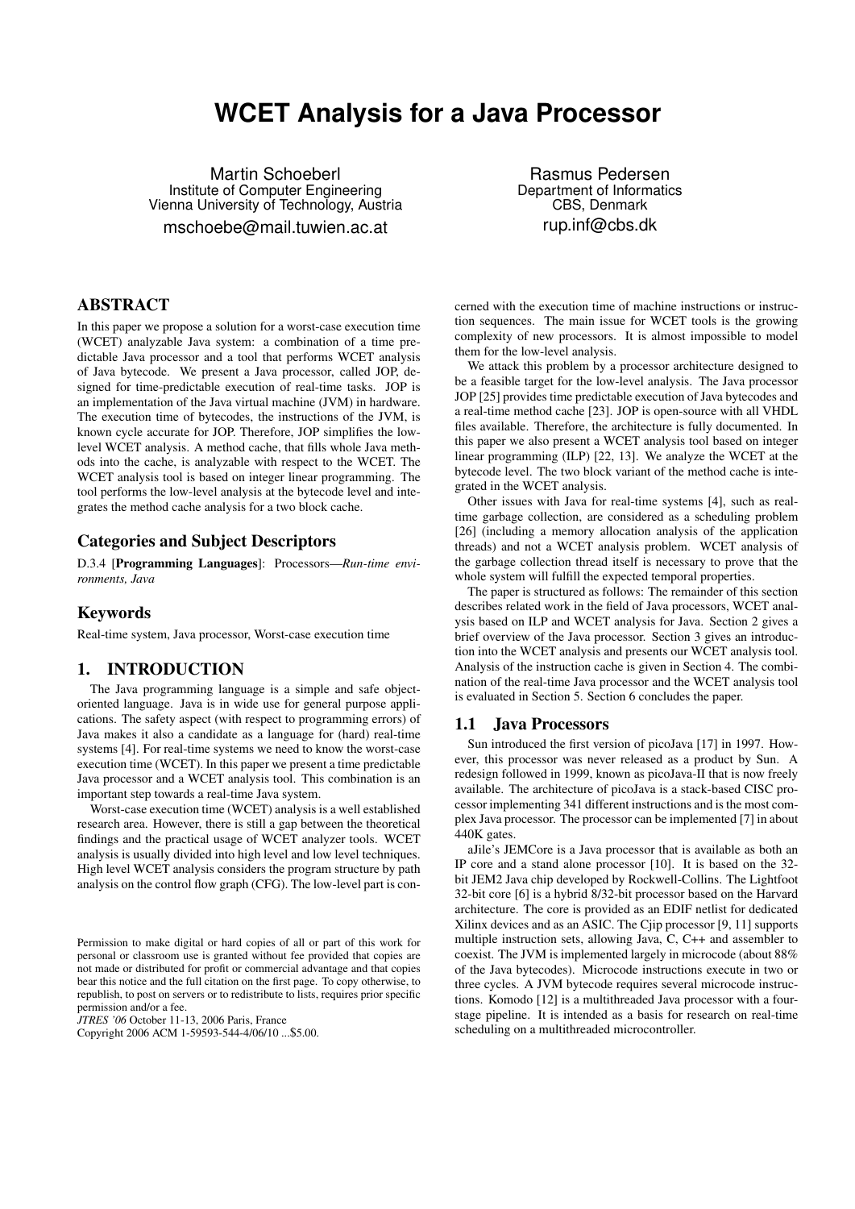# WCET Analysis for a Java Processor

Martin Schoeberl
Institute of Computer Engineering
Vienna University of Technology, Austria
mschoebe@mail.tuwien.ac.at

Rasmus Pedersen
Department of Informatics
CBS, Denmark
rup.inf@cbs.dk

## ABSTRACT

In this paper we propose a solution for a worst-case execution time (WCET) analyzable Java system: a combination of a time predictable Java processor and a tool that performs WCET analysis of Java bytecode. We present a Java processor, called JOP, designed for time-predictable execution of real-time tasks. JOP is an implementation of the Java virtual machine (JVM) in hardware. The execution time of bytecodes, the instructions of the JVM, is known cycle accurate for JOP. Therefore, JOP simplifies the low-level WCET analysis. A method cache, that fills whole Java methods into the cache, is analyzable with respect to the WCET. The WCET analysis tool is based on integer linear programming. The tool performs the low-level analysis at the bytecode level and integrates the method cache analysis for a two block cache.

## Categories and Subject Descriptors

D.3.4 [**Programming Languages**]: Processors—*Run-time environments, Java*

## Keywords

Real-time system, Java processor, Worst-case execution time

## 1. INTRODUCTION

The Java programming language is a simple and safe object-oriented language. Java is in wide use for general purpose applications. The safety aspect (with respect to programming errors) of Java makes it also a candidate as a language for (hard) real-time systems [4]. For real-time systems we need to know the worst-case execution time (WCET). In this paper we present a time predictable Java processor and a WCET analysis tool. This combination is an important step towards a real-time Java system.

Worst-case execution time (WCET) analysis is a well established research area. However, there is still a gap between the theoretical findings and the practical usage of WCET analyzer tools. WCET analysis is usually divided into high level and low level techniques. High level WCET analysis considers the program structure by path analysis on the control flow graph (CFG). The low-level part is concerned with the execution time of machine instructions or instruction sequences. The main issue for WCET tools is the growing complexity of new processors. It is almost impossible to model them for the low-level analysis.

We attack this problem by a processor architecture designed to be a feasible target for the low-level analysis. The Java processor JOP [25] provides time predictable execution of Java bytecodes and a real-time method cache [23]. JOP is open-source with all VHDL files available. Therefore, the architecture is fully documented. In this paper we also present a WCET analysis tool based on integer linear programming (ILP) [22, 13]. We analyze the WCET at the bytecode level. The two block variant of the method cache is integrated in the WCET analysis.

Other issues with Java for real-time systems [4], such as real-time garbage collection, are considered as a scheduling problem [26] (including a memory allocation analysis of the application threads) and not a WCET analysis problem. WCET analysis of the garbage collection thread itself is necessary to prove that the whole system will fulfill the expected temporal properties.

The paper is structured as follows: The remainder of this section describes related work in the field of Java processors, WCET analysis based on ILP and WCET analysis for Java. Section 2 gives a brief overview of the Java processor. Section 3 gives an introduction into the WCET analysis and presents our WCET analysis tool. Analysis of the instruction cache is given in Section 4. The combination of the real-time Java processor and the WCET analysis tool is evaluated in Section 5. Section 6 concludes the paper.

### 1.1 Java Processors

Sun introduced the first version of picoJava [17] in 1997. However, this processor was never released as a product by Sun. A redesign followed in 1999, known as picoJava-II that is now freely available. The architecture of picoJava is a stack-based CISC processor implementing 341 different instructions and is the most complex Java processor. The processor can be implemented [7] in about 440K gates.

aJile's JEMCore is a Java processor that is available as both an IP core and a stand alone processor [10]. It is based on the 32-bit JEM2 Java chip developed by Rockwell-Collins. The Lightfoot 32-bit core [6] is a hybrid 8/32-bit processor based on the Harvard architecture. The core is provided as an EDIF netlist for dedicated Xilinx devices and as an ASIC. The Cjip processor [9, 11] supports multiple instruction sets, allowing Java, C, C++ and assembler to coexist. The JVM is implemented largely in microcode (about 88% of the Java bytecodes). Microcode instructions execute in two or three cycles. A JVM bytecode requires several microcode instructions. Komodo [12] is a multithreaded Java processor with a four-stage pipeline. It is intended as a basis for research on real-time scheduling on a multithreaded microcontroller.

Permission to make digital or hard copies of all or part of this work for personal or classroom use is granted without fee provided that copies are not made or distributed for profit or commercial advantage and that copies bear this notice and the full citation on the first page. To copy otherwise, to republish, to post on servers or to redistribute to lists, requires prior specific permission and/or a fee.
*JTRES '06* October 11-13, 2006 Paris, France
Copyright 2006 ACM 1-59593-544-4/06/10 ...$5.00.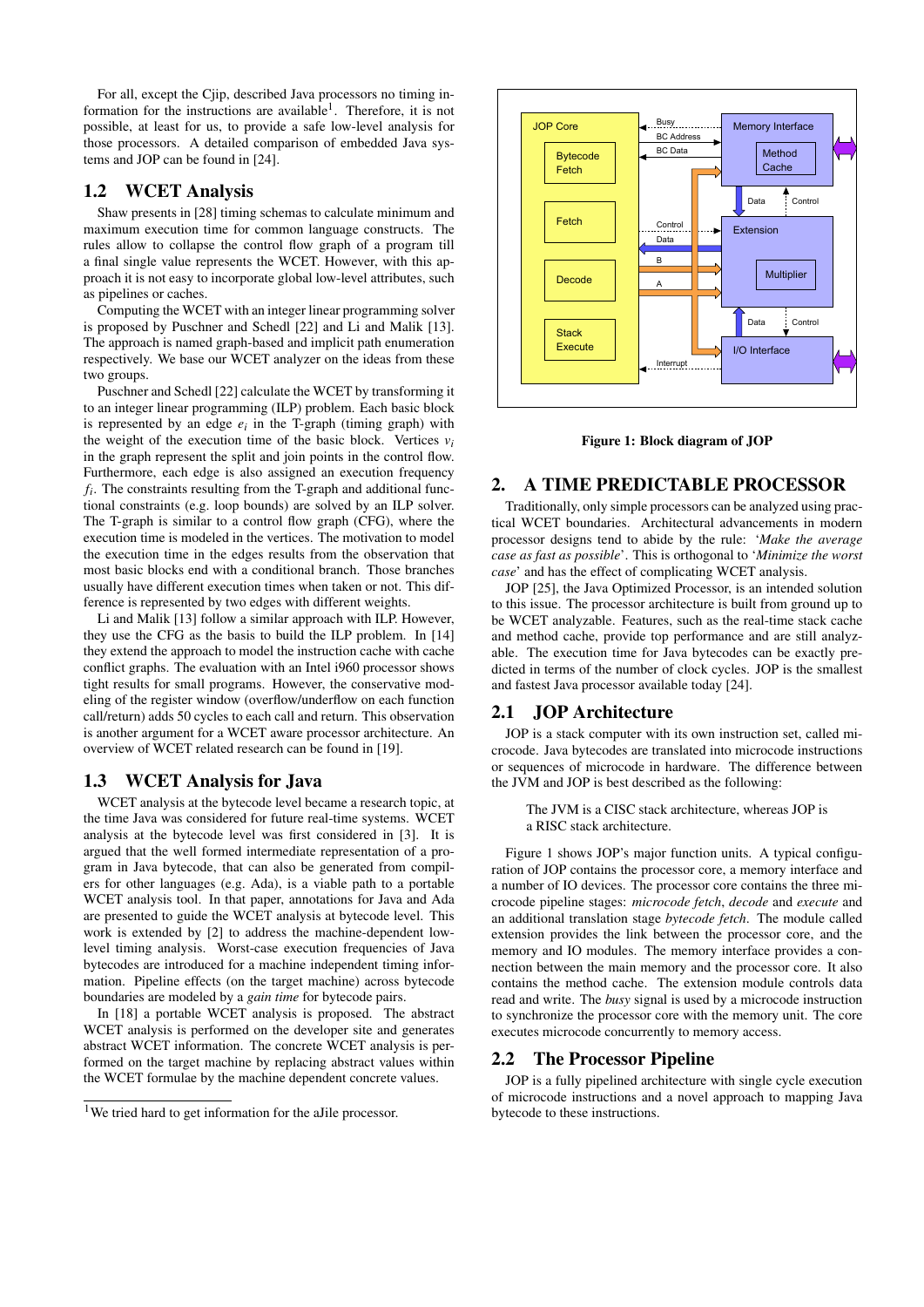For all, except the Cjip, described Java processors no timing information for the instructions are available[1]. Therefore, it is not possible, at least for us, to provide a safe low-level analysis for those processors. A detailed comparison of embedded Java systems and JOP can be found in [24].

## 1.2 WCET Analysis

Shaw presents in [28] timing schemas to calculate minimum and maximum execution time for common language constructs. The rules allow to collapse the control flow graph of a program till a final single value represents the WCET. However, with this approach it is not easy to incorporate global low-level attributes, such as pipelines or caches.

Computing the WCET with an integer linear programming solver is proposed by Puschner and Schedl [22] and Li and Malik [13]. The approach is named graph-based and implicit path enumeration respectively. We base our WCET analyzer on the ideas from these two groups.

Puschner and Schedl [22] calculate the WCET by transforming it to an integer linear programming (ILP) problem. Each basic block is represented by an edge $e_i$ in the T-graph (timing graph) with the weight of the execution time of the basic block. Vertices $v_i$ in the graph represent the split and join points in the control flow. Furthermore, each edge is also assigned an execution frequency $f_i$. The constraints resulting from the T-graph and additional functional constraints (e.g. loop bounds) are solved by an ILP solver. The T-graph is similar to a control flow graph (CFG), where the execution time is modeled in the vertices. The motivation to model the execution time in the edges results from the observation that most basic blocks end with a conditional branch. Those branches usually have different execution times when taken or not. This difference is represented by two edges with different weights.

Li and Malik [13] follow a similar approach with ILP. However, they use the CFG as the basis to build the ILP problem. In [14] they extend the approach to model the instruction cache with cache conflict graphs. The evaluation with an Intel i960 processor shows tight results for small programs. However, the conservative modeling of the register window (overflow/underflow on each function call/return) adds 50 cycles to each call and return. This observation is another argument for a WCET aware processor architecture. An overview of WCET related research can be found in [19].

## 1.3 WCET Analysis for Java

WCET analysis at the bytecode level became a research topic, at the time Java was considered for future real-time systems. WCET analysis at the bytecode level was first considered in [3]. It is argued that the well formed intermediate representation of a program in Java bytecode, that can also be generated from compilers for other languages (e.g. Ada), is a viable path to a portable WCET analysis tool. In that paper, annotations for Java and Ada are presented to guide the WCET analysis at bytecode level. This work is extended by [2] to address the machine-dependent low-level timing analysis. Worst-case execution frequencies of Java bytecodes are introduced for a machine independent timing information. Pipeline effects (on the target machine) across bytecode boundaries are modeled by a *gain time* for bytecode pairs.

In [18] a portable WCET analysis is proposed. The abstract WCET analysis is performed on the developer site and generates abstract WCET information. The concrete WCET analysis is performed on the target machine by replacing abstract values within the WCET formulae by the machine dependent concrete values.

[1] We tried hard to get information for the aJile processor.

**Figure 1: Block diagram of JOP**

# 2. A TIME PREDICTABLE PROCESSOR

Traditionally, only simple processors can be analyzed using practical WCET boundaries. Architectural advancements in modern processor designs tend to abide by the rule: '*Make the average case as fast as possible*'. This is orthogonal to '*Minimize the worst case*' and has the effect of complicating WCET analysis.

JOP [25], the Java Optimized Processor, is an intended solution to this issue. The processor architecture is built from ground up to be WCET analyzable. Features, such as the real-time stack cache and method cache, provide top performance and are still analyzable. The execution time for Java bytecodes can be exactly predicted in terms of the number of clock cycles. JOP is the smallest and fastest Java processor available today [24].

## 2.1 JOP Architecture

JOP is a stack computer with its own instruction set, called microcode. Java bytecodes are translated into microcode instructions or sequences of microcode in hardware. The difference between the JVM and JOP is best described as the following:

> The JVM is a CISC stack architecture, whereas JOP is a RISC stack architecture.

Figure 1 shows JOP's major function units. A typical configuration of JOP contains the processor core, a memory interface and a number of IO devices. The processor core contains the three microcode pipeline stages: *microcode fetch*, *decode* and *execute* and an additional translation stage *bytecode fetch*. The module called extension provides the link between the processor core, and the memory and IO modules. The memory interface provides a connection between the main memory and the processor core. It also contains the method cache. The extension module controls data read and write. The *busy* signal is used by a microcode instruction to synchronize the processor core with the memory unit. The core executes microcode concurrently to memory access.

## 2.2 The Processor Pipeline

JOP is a fully pipelined architecture with single cycle execution of microcode instructions and a novel approach to mapping Java bytecode to these instructions.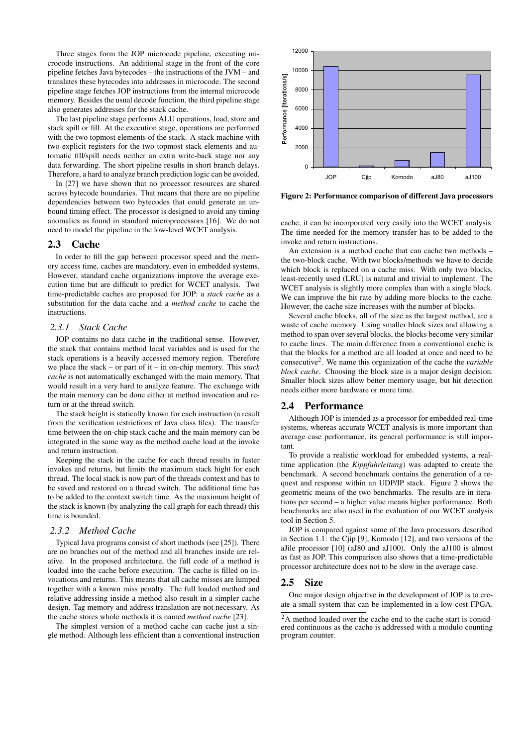Three stages form the JOP microcode pipeline, executing microcode instructions. An additional stage in the front of the core pipeline fetches Java bytecodes – the instructions of the JVM – and translates these bytecodes into addresses in microcode. The second pipeline stage fetches JOP instructions from the internal microcode memory. Besides the usual decode function, the third pipeline stage also generates addresses for the stack cache.

The last pipeline stage performs ALU operations, load, store and stack spill or fill. At the execution stage, operations are performed with the two topmost elements of the stack. A stack machine with two explicit registers for the two topmost stack elements and automatic fill/spill needs neither an extra write-back stage nor any data forwarding. The short pipeline results in short branch delays. Therefore, a hard to analyze branch prediction logic can be avoided.

In [27] we have shown that no processor resources are shared across bytecode boundaries. That means that there are no pipeline dependencies between two bytecodes that could generate an unbound timing effect. The processor is designed to avoid any timing anomalies as found in standard microprocessors [16]. We do not need to model the pipeline in the low-level WCET analysis.

## 2.3 Cache

In order to fill the gap between processor speed and the memory access time, caches are mandatory, even in embedded systems. However, standard cache organizations improve the average execution time but are difficult to predict for WCET analysis. Two time-predictable caches are proposed for JOP: a *stack cache* as a substitution for the data cache and a *method cache* to cache the instructions.

### 2.3.1 Stack Cache

JOP contains no data cache in the traditional sense. However, the stack that contains method local variables and is used for the stack operations is a heavily accessed memory region. Therefore we place the stack – or part of it – in on-chip memory. This *stack cache* is not automatically exchanged with the main memory. That would result in a very hard to analyze feature. The exchange with the main memory can be done either at method invocation and return or at the thread switch.

The stack height is statically known for each instruction (a result from the verification restrictions of Java class files). The transfer time between the on-chip stack cache and the main memory can be integrated in the same way as the method cache load at the invoke and return instruction.

Keeping the stack in the cache for each thread results in faster invokes and returns, but limits the maximum stack hight for each thread. The local stack is now part of the threads context and has to be saved and restored on a thread switch. The additional time has to be added to the context switch time. As the maximum height of the stack is known (by analyzing the call graph for each thread) this time is bounded.

### 2.3.2 Method Cache

Typical Java programs consist of short methods (see [25]). There are no branches out of the method and all branches inside are relative. In the proposed architecture, the full code of a method is loaded into the cache before execution. The cache is filled on invocations and returns. This means that all cache misses are lumped together with a known miss penalty. The full loaded method and relative addressing inside a method also result in a simpler cache design. Tag memory and address translation are not necessary. As the cache stores whole methods it is named *method cache* [23].

The simplest version of a method cache can cache just a single method. Although less efficient than a conventional instruction cache, it can be incorporated very easily into the WCET analysis. The time needed for the memory transfer has to be added to the invoke and return instructions.

An extension is a method cache that can cache two methods – the two-block cache. With two blocks/methods we have to decide which block is replaced on a cache miss. With only two blocks, least-recently used (LRU) is natural and trivial to implement. The WCET analysis is slightly more complex than with a single block. We can improve the hit rate by adding more blocks to the cache. However, the cache size increases with the number of blocks.

Several cache blocks, all of the size as the largest method, are a waste of cache memory. Using smaller block sizes and allowing a method to span over several blocks, the blocks become very similar to cache lines. The main difference from a conventional cache is that the blocks for a method are all loaded at once and need to be consecutive[2]. We name this organization of the cache the *variable block cache*. Choosing the block size is a major design decision. Smaller block sizes allow better memory usage, but hit detection needs either more hardware or more time.

**Figure 2: Performance comparison of different Java processors**

## 2.4 Performance

Although JOP is intended as a processor for embedded real-time systems, whereas accurate WCET analysis is more important than average case performance, its general performance is still important.

To provide a realistic workload for embedded systems, a real-time application (the *Kippfahrleitung*) was adapted to create the benchmark. A second benchmark contains the generation of a request and response within an UDP/IP stack. Figure 2 shows the geometric means of the two benchmarks. The results are in iterations per second – a higher value means higher performance. Both benchmarks are also used in the evaluation of our WCET analysis tool in Section 5.

JOP is compared against some of the Java processors described in Section 1.1: the Cjip [9], Komodo [12], and two versions of the aJile processor [10] (aJ80 and aJ100). Only the aJ100 is almost as fast as JOP. This comparison also shows that a time-predictable processor architecture does not to be slow in the average case.

## 2.5 Size

One major design objective in the development of JOP is to create a small system that can be implemented in a low-cost FPGA.

[2]A method loaded over the cache end to the cache start is considered continuous as the cache is addressed with a modulo counting program counter.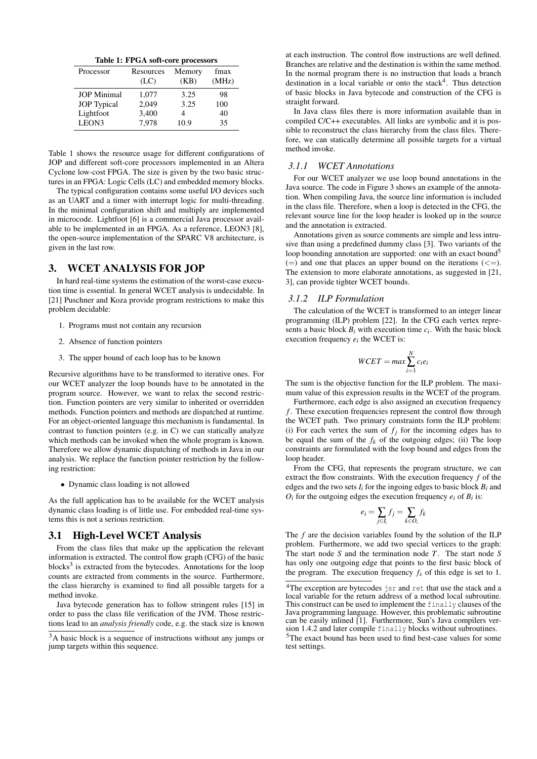**Table 1: FPGA soft-core processors**

| Processor | Resources (LC) | Memory (KB) | fmax (MHz) |
|---|---|---|---|
| JOP Minimal | 1,077 | 3.25 | 98 |
| JOP Typical | 2,049 | 3.25 | 100 |
| Lightfoot | 3,400 | 4 | 40 |
| LEON3 | 7,978 | 10.9 | 35 |

Table 1 shows the resource usage for different configurations of JOP and different soft-core processors implemented in an Altera Cyclone low-cost FPGA. The size is given by the two basic structures in an FPGA: Logic Cells (LC) and embedded memory blocks.

The typical configuration contains some useful I/O devices such as an UART and a timer with interrupt logic for multi-threading. In the minimal configuration shift and multiply are implemented in microcode. Lightfoot [6] is a commercial Java processor available to be implemented in an FPGA. As a reference, LEON3 [8], the open-source implementation of the SPARC V8 architecture, is given in the last row.

## 3. WCET ANALYSIS FOR JOP

In hard real-time systems the estimation of the worst-case execution time is essential. In general WCET analysis is undecidable. In [21] Puschner and Koza provide program restrictions to make this problem decidable:

1. Programs must not contain any recursion
2. Absence of function pointers
3. The upper bound of each loop has to be known

Recursive algorithms have to be transformed to iterative ones. For our WCET analyzer the loop bounds have to be annotated in the program source. However, we want to relax the second restriction. Function pointers are very similar to inherited or overridden methods. Function pointers and methods are dispatched at runtime. For an object-oriented language this mechanism is fundamental. In contrast to function pointers (e.g. in C) we can statically analyze which methods can be invoked when the whole program is known. Therefore we allow dynamic dispatching of methods in Java in our analysis. We replace the function pointer restriction by the following restriction:

- Dynamic class loading is not allowed

As the full application has to be available for the WCET analysis dynamic class loading is of little use. For embedded real-time systems this is not a serious restriction.

### 3.1 High-Level WCET Analysis

From the class files that make up the application the relevant information is extracted. The control flow graph (CFG) of the basic blocks[3] is extracted from the bytecodes. Annotations for the loop counts are extracted from comments in the source. Furthermore, the class hierarchy is examined to find all possible targets for a method invoke.

Java bytecode generation has to follow stringent rules [15] in order to pass the class file verification of the JVM. Those restrictions lead to an *analysis friendly* code, e.g. the stack size is known at each instruction. The control flow instructions are well defined. Branches are relative and the destination is within the same method. In the normal program there is no instruction that loads a branch destination in a local variable or onto the stack[4]. Thus detection of basic blocks in Java bytecode and construction of the CFG is straight forward.

In Java class files there is more information available than in compiled C/C++ executables. All links are symbolic and it is possible to reconstruct the class hierarchy from the class files. Therefore, we can statically determine all possible targets for a virtual method invoke.

#### 3.1.1 WCET Annotations

For our WCET analyzer we use loop bound annotations in the Java source. The code in Figure 3 shows an example of the annotation. When compiling Java, the source line information is included in the class file. Therefore, when a loop is detected in the CFG, the relevant source line for the loop header is looked up in the source and the annotation is extracted.

Annotations given as source comments are simple and less intrusive than using a predefined dummy class [3]. Two variants of the loop bounding annotation are supported: one with an exact bound[5] (=) and one that places an upper bound on the iterations (<=). The extension to more elaborate annotations, as suggested in [21, 3], can provide tighter WCET bounds.

#### 3.1.2 ILP Formulation

The calculation of the WCET is transformed to an integer linear programming (ILP) problem [22]. In the CFG each vertex represents a basic block $B_i$ with execution time $c_i$. With the basic block execution frequency $e_i$ the WCET is:

$$WCET = max \sum_{i=1}^{N} c_i e_i$$

The sum is the objective function for the ILP problem. The maximum value of this expression results in the WCET of the program.

Furthermore, each edge is also assigned an execution frequency $f$. These execution frequencies represent the control flow through the WCET path. Two primary constraints form the ILP problem: (i) For each vertex the sum of $f_j$ for the incoming edges has to be equal the sum of the $f_k$ of the outgoing edges; (ii) The loop constraints are formulated with the loop bound and edges from the loop header.

From the CFG, that represents the program structure, we can extract the flow constraints. With the execution frequency $f$ of the edges and the two sets $I_i$ for the ingoing edges to basic block $B_i$ and $O_i$ for the outgoing edges the execution frequency $e_i$ of $B_i$ is:

$$e_i = \sum_{j \in I_i} f_j = \sum_{k \in O_i} f_k$$

The $f$ are the decision variables found by the solution of the ILP problem. Furthermore, we add two special vertices to the graph: The start node $S$ and the termination node $T$. The start node $S$ has only one outgoing edge that points to the first basic block of the program. The execution frequency $f_s$ of this edge is set to 1.

---

[3] A basic block is a sequence of instructions without any jumps or jump targets within this sequence.

[4] The exception are bytecodes `jsr` and `ret` that use the stack and a local variable for the return address of a method local subroutine. This construct can be used to implement the `finally` clauses of the Java programming language. However, this problematic subroutine can be easily inlined [1]. Furthermore, Sun's Java compilers version 1.4.2 and later compile `finally` blocks without subroutines.

[5] The exact bound has been used to find best-case values for some test settings.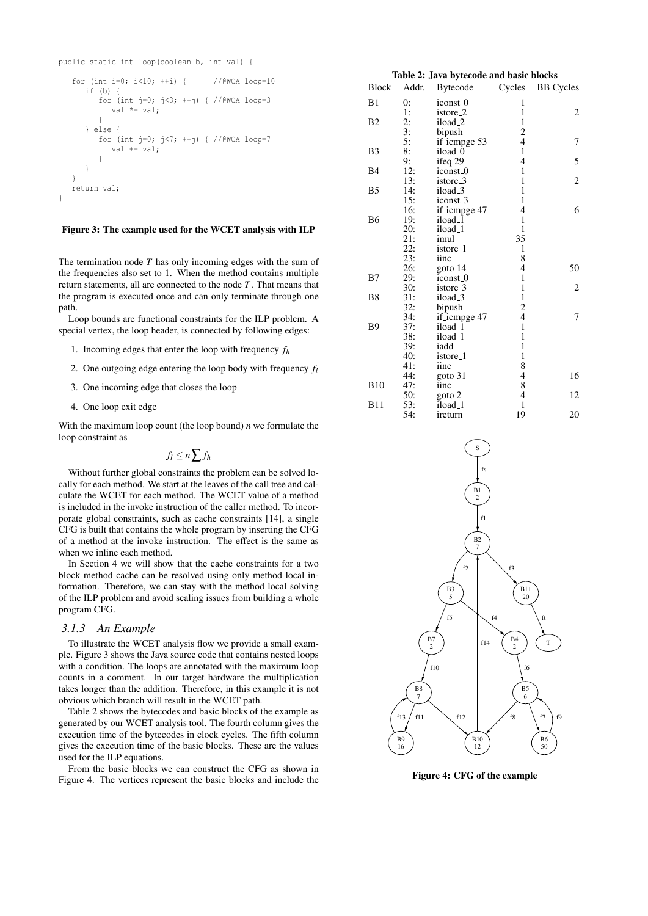```
public static int loop(boolean b, int val) {

    for (int i=0; i<10; ++i) {        //@WCA loop=10
        if (b) {
            for (int j=0; j<3; ++j) { //@WCA loop=3
                val *= val;
            }
        } else {
            for (int j=0; j<7; ++j) { //@WCA loop=7
                val += val;
            }
        }
    }
    return val;
}
```

**Figure 3: The example used for the WCET analysis with ILP**

The termination node $T$ has only incoming edges with the sum of the frequencies also set to 1. When the method contains multiple return statements, all are connected to the node $T$. That means that the program is executed once and can only terminate through one path.

Loop bounds are functional constraints for the ILP problem. A special vertex, the loop header, is connected by following edges:

1. Incoming edges that enter the loop with frequency $f_h$
2. One outgoing edge entering the loop body with frequency $f_l$
3. One incoming edge that closes the loop
4. One loop exit edge

With the maximum loop count (the loop bound) $n$ we formulate the loop constraint as

$$f_l \leq n \sum f_h$$

Without further global constraints the problem can be solved locally for each method. We start at the leaves of the call tree and calculate the WCET for each method. The WCET value of a method is included in the invoke instruction of the caller method. To incorporate global constraints, such as cache constraints [14], a single CFG is built that contains the whole program by inserting the CFG of a method at the invoke instruction. The effect is the same as when we inline each method.

In Section 4 we will show that the cache constraints for a two block method cache can be resolved using only method local information. Therefore, we can stay with the method local solving of the ILP problem and avoid scaling issues from building a whole program CFG.

### 3.1.3 An Example

To illustrate the WCET analysis flow we provide a small example. Figure 3 shows the Java source code that contains nested loops with a condition. The loops are annotated with the maximum loop counts in a comment. In our target hardware the multiplication takes longer than the addition. Therefore, in this example it is not obvious which branch will result in the WCET path.

Table 2 shows the bytecodes and basic blocks of the example as generated by our WCET analysis tool. The fourth column gives the execution time of the bytecodes in clock cycles. The fifth column gives the execution time of the basic blocks. These are the values used for the ILP equations.

From the basic blocks we can construct the CFG as shown in Figure 4. The vertices represent the basic blocks and include the

**Table 2: Java bytecode and basic blocks**

| Block | Addr. | Bytecode | Cycles | BB Cycles |
|---|---|---|---|---|
| B1 | 0: | iconst_0 | 1 | |
| | 1: | istore_2 | 1 | 2 |
| B2 | 2: | iload_2 | 1 | |
| | 3: | bipush | 2 | |
| | 5: | if_icmpge 53 | 4 | 7 |
| B3 | 8: | iload_0 | 1 | |
| | 9: | ifeq 29 | 4 | 5 |
| B4 | 12: | iconst_0 | 1 | |
| | 13: | istore_3 | 1 | 2 |
| B5 | 14: | iload_3 | 1 | |
| | 15: | iconst_3 | 1 | |
| | 16: | if_icmpge 47 | 4 | 6 |
| B6 | 19: | iload_1 | 1 | |
| | 20: | iload_1 | 1 | |
| | 21: | imul | 35 | |
| | 22: | istore_1 | 1 | |
| | 23: | iinc | 8 | |
| | 26: | goto 14 | 4 | 50 |
| B7 | 29: | iconst_0 | 1 | |
| | 30: | istore_3 | 1 | 2 |
| B8 | 31: | iload_3 | 1 | |
| | 32: | bipush | 2 | |
| | 34: | if_icmpge 47 | 4 | 7 |
| B9 | 37: | iload_1 | 1 | |
| | 38: | iload_1 | 1 | |
| | 39: | iadd | 1 | |
| | 40: | istore_1 | 1 | |
| | 41: | iinc | 8 | |
| | 44: | goto 31 | 4 | 16 |
| B10 | 47: | iinc | 8 | |
| | 50: | goto 2 | 4 | 12 |
| B11 | 53: | iload_1 | 1 | |
| | 54: | ireturn | 19 | 20 |

**Figure 4: CFG of the example**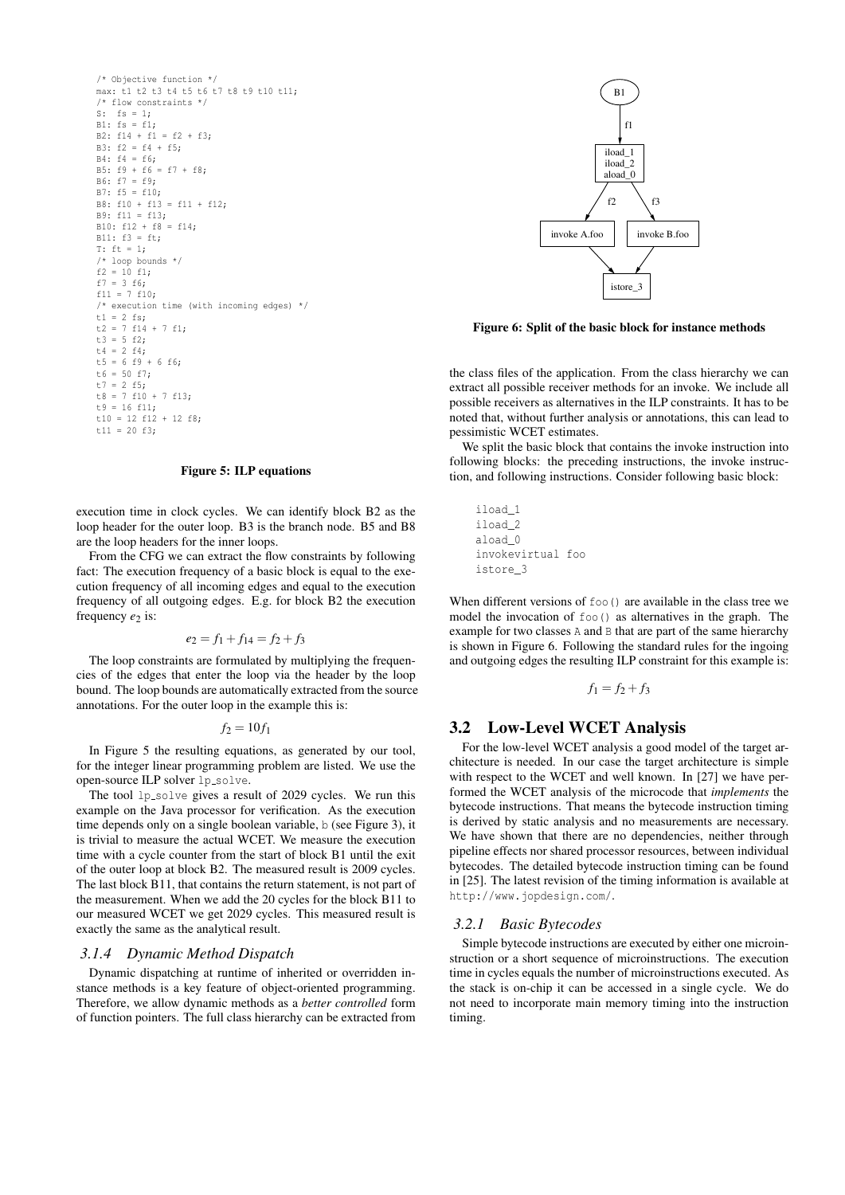```
/* Objective function */
max: t1 t2 t3 t4 t5 t6 t7 t8 t9 t10 t11;
/* flow constraints */
S:  fs = 1;
B1: fs = f1;
B2: f14 + f1 = f2 + f3;
B3: f2 = f4 + f5;
B4: f4 = f6;
B5: f9 + f6 = f7 + f8;
B6: f7 = f9;
B7: f5 = f10;
B8: f10 + f13 = f11 + f12;
B9: f11 = f13;
B10: f12 + f8 = f14;
B11: f3 = ft;
T: ft = 1;
/* loop bounds */
f2 = 10 f1;
f7 = 3 f6;
f11 = 7 f10;
/* execution time (with incoming edges) */
t1 = 2 fs;
t2 = 7 f14 + 7 f1;
t3 = 5 f2;
t4 = 2 f4;
t5 = 6 f9 + 6 f6;
t6 = 50 f7;
t7 = 2 f5;
t8 = 7 f10 + 7 f13;
t9 = 16 f11;
t10 = 12 f12 + 12 f8;
t11 = 20 f3;
```

**Figure 5: ILP equations**

execution time in clock cycles. We can identify block B2 as the loop header for the outer loop. B3 is the branch node. B5 and B8 are the loop headers for the inner loops.

From the CFG we can extract the flow constraints by following fact: The execution frequency of a basic block is equal to the execution frequency of all incoming edges and equal to the execution frequency of all outgoing edges. E.g. for block B2 the execution frequency $e_2$ is:

$$e_2 = f_1 + f_{14} = f_2 + f_3$$

The loop constraints are formulated by multiplying the frequencies of the edges that enter the loop via the header by the loop bound. The loop bounds are automatically extracted from the source annotations. For the outer loop in the example this is:

$$f_2 = 10 f_1$$

In Figure 5 the resulting equations, as generated by our tool, for the integer linear programming problem are listed. We use the open-source ILP solver `lp_solve`.

The tool `lp_solve` gives a result of 2029 cycles. We run this example on the Java processor for verification. As the execution time depends only on a single boolean variable, `b` (see Figure 3), it is trivial to measure the actual WCET. We measure the execution time with a cycle counter from the start of block B1 until the exit of the outer loop at block B2. The measured result is 2009 cycles. The last block B11, that contains the return statement, is not part of the measurement. When we add the 20 cycles for the block B11 to our measured WCET we get 2029 cycles. This measured result is exactly the same as the analytical result.

### 3.1.4 Dynamic Method Dispatch

Dynamic dispatching at runtime of inherited or overridden instance methods is a key feature of object-oriented programming. Therefore, we allow dynamic methods as a *better controlled* form of function pointers. The full class hierarchy can be extracted from the class files of the application. From the class hierarchy we can extract all possible receiver methods for an invoke. We include all possible receivers as alternatives in the ILP constraints. It has to be noted that, without further analysis or annotations, this can lead to pessimistic WCET estimates.

**Figure 6: Split of the basic block for instance methods**

We split the basic block that contains the invoke instruction into following blocks: the preceding instructions, the invoke instruction, and following instructions. Consider following basic block:

```
iload_1
iload_2
aload_0
invokevirtual foo
istore_3
```

When different versions of `foo()` are available in the class tree we model the invocation of `foo()` as alternatives in the graph. The example for two classes `A` and `B` that are part of the same hierarchy is shown in Figure 6. Following the standard rules for the ingoing and outgoing edges the resulting ILP constraint for this example is:

$$f_1 = f_2 + f_3$$

## 3.2 Low-Level WCET Analysis

For the low-level WCET analysis a good model of the target architecture is needed. In our case the target architecture is simple with respect to the WCET and well known. In [27] we have performed the WCET analysis of the microcode that *implements* the bytecode instructions. That means the bytecode instruction timing is derived by static analysis and no measurements are necessary. We have shown that there are no dependencies, neither through pipeline effects nor shared processor resources, between individual bytecodes. The detailed bytecode instruction timing can be found in [25]. The latest revision of the timing information is available at `http://www.jopdesign.com/`.

### 3.2.1 Basic Bytecodes

Simple bytecode instructions are executed by either one microinstruction or a short sequence of microinstructions. The execution time in cycles equals the number of microinstructions executed. As the stack is on-chip it can be accessed in a single cycle. We do not need to incorporate main memory timing into the instruction timing.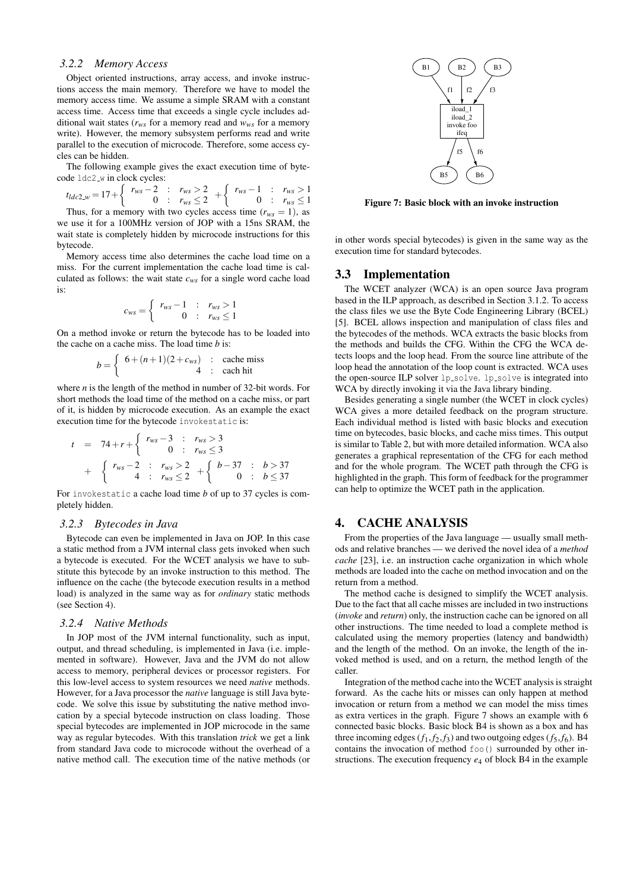### 3.2.2 Memory Access

Object oriented instructions, array access, and invoke instructions access the main memory. Therefore we have to model the memory access time. We assume a simple SRAM with a constant access time. Access time that exceeds a single cycle includes additional wait states ($r_{ws}$ for a memory read and $w_{ws}$ for a memory write). However, the memory subsystem performs read and write parallel to the execution of microcode. Therefore, some access cycles can be hidden.

The following example gives the exact execution time of bytecode `ldc2_w` in clock cycles:

$$t_{ldc2\_w} = 17 + \begin{cases} r_{ws} - 2 & : \quad r_{ws} > 2 \\ 0 & : \quad r_{ws} \leq 2 \end{cases} + \begin{cases} r_{ws} - 1 & : \quad r_{ws} > 1 \\ 0 & : \quad r_{ws} \leq 1 \end{cases}$$

Thus, for a memory with two cycles access time ($r_{ws} = 1$), as we use it for a 100MHz version of JOP with a 15ns SRAM, the wait state is completely hidden by microcode instructions for this bytecode.

Memory access time also determines the cache load time on a miss. For the current implementation the cache load time is calculated as follows: the wait state $c_{ws}$ for a single word cache load is:

$$c_{ws} = \begin{cases} r_{ws} - 1 & : \quad r_{ws} > 1 \\ 0 & : \quad r_{ws} \leq 1 \end{cases}$$

On a method invoke or return the bytecode has to be loaded into the cache on a cache miss. The load time $b$ is:

$$b = \begin{cases} 6 + (n+1)(2 + c_{ws}) & : \quad \text{cache miss} \\ 4 & : \quad \text{cach hit} \end{cases}$$

where $n$ is the length of the method in number of 32-bit words. For short methods the load time of the method on a cache miss, or part of it, is hidden by microcode execution. As an example the exact execution time for the bytecode `invokestatic` is:

$$\begin{aligned} t &= 74 + r + \begin{cases} r_{ws} - 3 & : \quad r_{ws} > 3 \\ 0 & : \quad r_{ws} \leq 3 \end{cases} \\ &+ \begin{cases} r_{ws} - 2 & : \quad r_{ws} > 2 \\ 4 & : \quad r_{ws} \leq 2 \end{cases} + \begin{cases} b - 37 & : \quad b > 37 \\ 0 & : \quad b \leq 37 \end{cases} \end{aligned}$$

For `invokestatic` a cache load time $b$ of up to 37 cycles is completely hidden.

### 3.2.3 Bytecodes in Java

Bytecode can even be implemented in Java on JOP. In this case a static method from a JVM internal class gets invoked when such a bytecode is executed. For the WCET analysis we have to substitute this bytecode by an invoke instruction to this method. The influence on the cache (the bytecode execution results in a method load) is analyzed in the same way as for *ordinary* static methods (see Section 4).

### 3.2.4 Native Methods

In JOP most of the JVM internal functionality, such as input, output, and thread scheduling, is implemented in Java (i.e. implemented in software). However, Java and the JVM do not allow access to memory, peripheral devices or processor registers. For this low-level access to system resources we need *native* methods. However, for a Java processor the *native* language is still Java bytecode. We solve this issue by substituting the native method invocation by a special bytecode instruction on class loading. Those special bytecodes are implemented in JOP microcode in the same way as regular bytecodes. With this translation *trick* we get a link from standard Java code to microcode without the overhead of a native method call. The execution time of the native methods (or in other words special bytecodes) is given in the same way as the execution time for standard bytecodes.

**Figure 7: Basic block with an invoke instruction**

## 3.3 Implementation

The WCET analyzer (WCA) is an open source Java program based in the ILP approach, as described in Section 3.1.2. To access the class files we use the Byte Code Engineering Library (BCEL) [5]. BCEL allows inspection and manipulation of class files and the bytecodes of the methods. WCA extracts the basic blocks from the methods and builds the CFG. Within the CFG the WCA detects loops and the loop head. From the source line attribute of the loop head the annotation of the loop count is extracted. WCA uses the open-source ILP solver `lp_solve`. `lp_solve` is integrated into WCA by directly invoking it via the Java library binding.

Besides generating a single number (the WCET in clock cycles) WCA gives a more detailed feedback on the program structure. Each individual method is listed with basic blocks and execution time on bytecodes, basic blocks, and cache miss times. This output is similar to Table 2, but with more detailed information. WCA also generates a graphical representation of the CFG for each method and for the whole program. The WCET path through the CFG is highlighted in the graph. This form of feedback for the programmer can help to optimize the WCET path in the application.

# 4. CACHE ANALYSIS

From the properties of the Java language — usually small methods and relative branches — we derived the novel idea of a *method cache* [23], i.e. an instruction cache organization in which whole methods are loaded into the cache on method invocation and on the return from a method.

The method cache is designed to simplify the WCET analysis. Due to the fact that all cache misses are included in two instructions (*invoke* and *return*) only, the instruction cache can be ignored on all other instructions. The time needed to load a complete method is calculated using the memory properties (latency and bandwidth) and the length of the method. On an invoke, the length of the invoked method is used, and on a return, the method length of the caller.

Integration of the method cache into the WCET analysis is straight forward. As the cache hits or misses can only happen at method invocation or return from a method we can model the miss times as extra vertices in the graph. Figure 7 shows an example with 6 connected basic blocks. Basic block B4 is shown as a box and has three incoming edges ($f_1, f_2, f_3$) and two outgoing edges ($f_5, f_6$). B4 contains the invocation of method `foo()` surrounded by other instructions. The execution frequency $e_4$ of block B4 in the example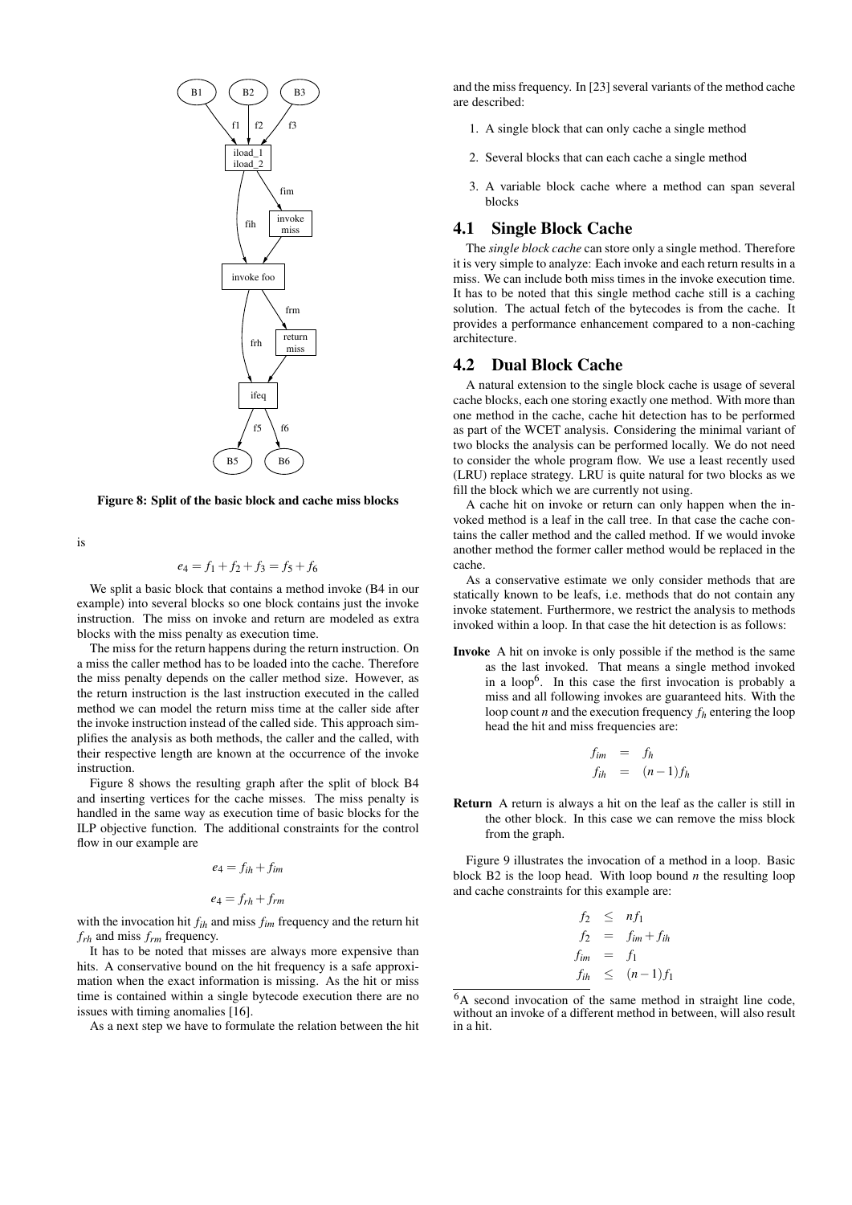B1

B2

B3

f1

f2

f3

iload_1
iload_2

fim

fih

invoke
miss

invoke foo

frm

frh

return
miss

ifeq

f5

f6

B5

B6

**Figure 8: Split of the basic block and cache miss blocks**

is

$$e_4 = f_1 + f_2 + f_3 = f_5 + f_6$$

We split a basic block that contains a method invoke (B4 in our example) into several blocks so one block contains just the invoke instruction. The miss on invoke and return are modeled as extra blocks with the miss penalty as execution time.

The miss for the return happens during the return instruction. On a miss the caller method has to be loaded into the cache. Therefore the miss penalty depends on the caller method size. However, as the return instruction is the last instruction executed in the called method we can model the return miss time at the caller side after the invoke instruction instead of the called side. This approach simplifies the analysis as both methods, the caller and the called, with their respective length are known at the occurrence of the invoke instruction.

Figure 8 shows the resulting graph after the split of block B4 and inserting vertices for the cache misses. The miss penalty is handled in the same way as execution time of basic blocks for the ILP objective function. The additional constraints for the control flow in our example are

$$e_4 = f_{ih} + f_{im}$$

$$e_4 = f_{rh} + f_{rm}$$

with the invocation hit $f_{ih}$ and miss $f_{im}$ frequency and the return hit $f_{rh}$ and miss $f_{rm}$ frequency.

It has to be noted that misses are always more expensive than hits. A conservative bound on the hit frequency is a safe approximation when the exact information is missing. As the hit or miss time is contained within a single bytecode execution there are no issues with timing anomalies [16].

As a next step we have to formulate the relation between the hit and the miss frequency. In [23] several variants of the method cache are described:

1. A single block that can only cache a single method
2. Several blocks that can each cache a single method
3. A variable block cache where a method can span several blocks

## 4.1 Single Block Cache

The *single block cache* can store only a single method. Therefore it is very simple to analyze: Each invoke and each return results in a miss. We can include both miss times in the invoke execution time. It has to be noted that this single method cache still is a caching solution. The actual fetch of the bytecodes is from the cache. It provides a performance enhancement compared to a non-caching architecture.

## 4.2 Dual Block Cache

A natural extension to the single block cache is usage of several cache blocks, each one storing exactly one method. With more than one method in the cache, cache hit detection has to be performed as part of the WCET analysis. Considering the minimal variant of two blocks the analysis can be performed locally. We do not need to consider the whole program flow. We use a least recently used (LRU) replace strategy. LRU is quite natural for two blocks as we fill the block which we are currently not using.

A cache hit on invoke or return can only happen when the invoked method is a leaf in the call tree. In that case the cache contains the caller method and the called method. If we would invoke another method the former caller method would be replaced in the cache.

As a conservative estimate we only consider methods that are statically known to be leafs, i.e. methods that do not contain any invoke statement. Furthermore, we restrict the analysis to methods invoked within a loop. In that case the hit detection is as follows:

**Invoke** A hit on invoke is only possible if the method is the same as the last invoked. That means a single method invoked in a loop[6]. In this case the first invocation is probably a miss and all following invokes are guaranteed hits. With the loop count $n$ and the execution frequency $f_h$ entering the loop head the hit and miss frequencies are:

$$\begin{aligned} f_{im} &= f_h \\ f_{ih} &= (n-1)f_h \end{aligned}$$

**Return** A return is always a hit on the leaf as the caller is still in the other block. In this case we can remove the miss block from the graph.

Figure 9 illustrates the invocation of a method in a loop. Basic block B2 is the loop head. With loop bound $n$ the resulting loop and cache constraints for this example are:

$$\begin{aligned} f_2 &\leq nf_1 \\ f_2 &= f_{im} + f_{ih} \\ f_{im} &= f_1 \\ f_{ih} &\leq (n-1)f_1 \end{aligned}$$

[6] A second invocation of the same method in straight line code, without an invoke of a different method in between, will also result in a hit.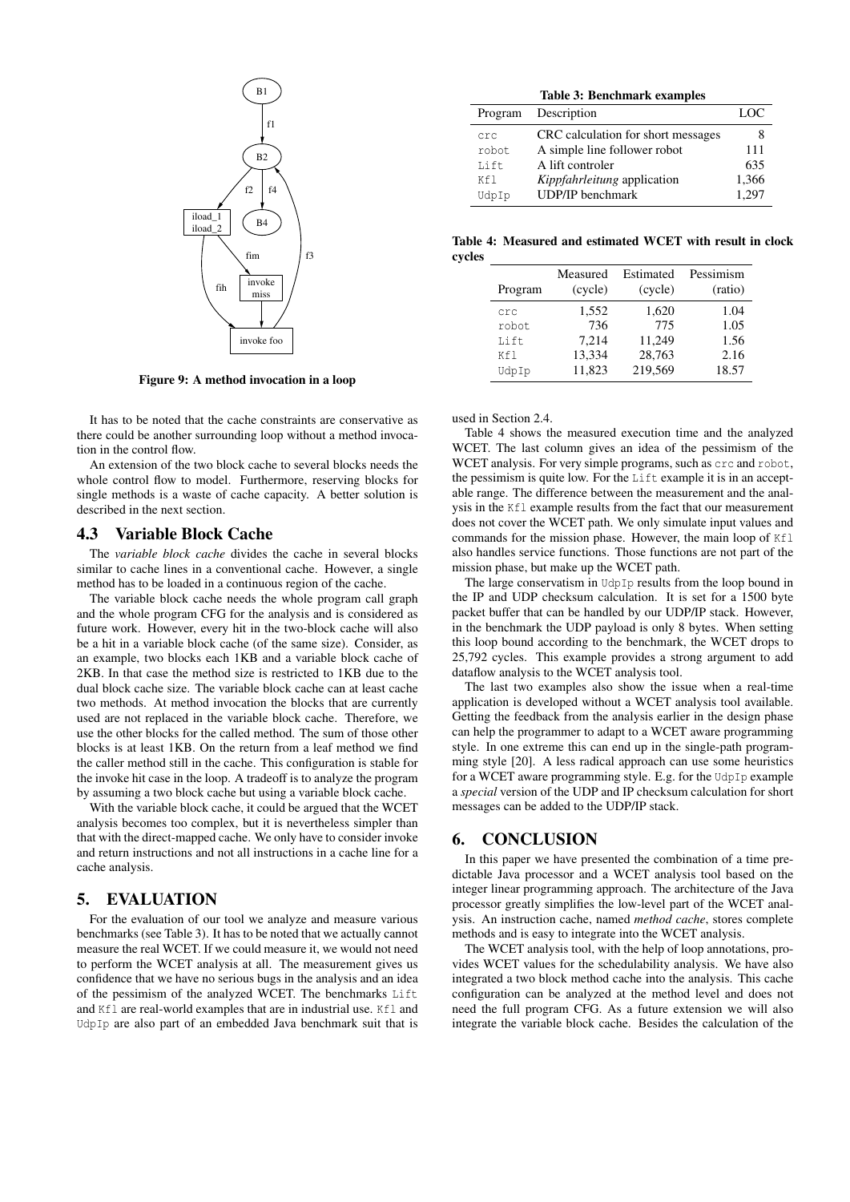B1

f1

B2

f2 f4

iload_1
iload_2

B4

fim

f3

fih

invoke
miss

invoke foo

**Figure 9: A method invocation in a loop**

It has to be noted that the cache constraints are conservative as there could be another surrounding loop without a method invocation in the control flow.

An extension of the two block cache to several blocks needs the whole control flow to model. Furthermore, reserving blocks for single methods is a waste of cache capacity. A better solution is described in the next section.

### 4.3 Variable Block Cache

The *variable block cache* divides the cache in several blocks similar to cache lines in a conventional cache. However, a single method has to be loaded in a continuous region of the cache.

The variable block cache needs the whole program call graph and the whole program CFG for the analysis and is considered as future work. However, every hit in the two-block cache will also be a hit in a variable block cache (of the same size). Consider, as an example, two blocks each 1KB and a variable block cache of 2KB. In that case the method size is restricted to 1KB due to the dual block cache size. The variable block cache can at least cache two methods. At method invocation the blocks that are currently used are not replaced in the variable block cache. Therefore, we use the other blocks for the called method. The sum of those other blocks is at least 1KB. On the return from a leaf method we find the caller method still in the cache. This configuration is stable for the invoke hit case in the loop. A tradeoff is to analyze the program by assuming a two block cache but using a variable block cache.

With the variable block cache, it could be argued that the WCET analysis becomes too complex, but it is nevertheless simpler than that with the direct-mapped cache. We only have to consider invoke and return instructions and not all instructions in a cache line for a cache analysis.

## 5. EVALUATION

For the evaluation of our tool we analyze and measure various benchmarks (see Table 3). It has to be noted that we actually cannot measure the real WCET. If we could measure it, we would not need to perform the WCET analysis at all. The measurement gives us confidence that we have no serious bugs in the analysis and an idea of the pessimism of the analyzed WCET. The benchmarks Lift and Kfl are real-world examples that are in industrial use. Kfl and UdpIp are also part of an embedded Java benchmark suit that is used in Section 2.4.

**Table 3: Benchmark examples**

| Program | Description | LOC |
|---|---|---|
| crc | CRC calculation for short messages | 8 |
| robot | A simple line follower robot | 111 |
| Lift | A lift controler | 635 |
| Kfl | *Kippfahrleitung* application | 1,366 |
| UdpIp | UDP/IP benchmark | 1,297 |

**Table 4: Measured and estimated WCET with result in clock cycles**

| Program | Measured (cycle) | Estimated (cycle) | Pessimism (ratio) |
|---|---|---|---|
| crc | 1,552 | 1,620 | 1.04 |
| robot | 736 | 775 | 1.05 |
| Lift | 7,214 | 11,249 | 1.56 |
| Kfl | 13,334 | 28,763 | 2.16 |
| UdpIp | 11,823 | 219,569 | 18.57 |

Table 4 shows the measured execution time and the analyzed WCET. The last column gives an idea of the pessimism of the WCET analysis. For very simple programs, such as crc and robot, the pessimism is quite low. For the Lift example it is in an acceptable range. The difference between the measurement and the analysis in the Kfl example results from the fact that our measurement does not cover the WCET path. We only simulate input values and commands for the mission phase. However, the main loop of Kfl also handles service functions. Those functions are not part of the mission phase, but make up the WCET path.

The large conservatism in UdpIp results from the loop bound in the IP and UDP checksum calculation. It is set for a 1500 byte packet buffer that can be handled by our UDP/IP stack. However, in the benchmark the UDP payload is only 8 bytes. When setting this loop bound according to the benchmark, the WCET drops to 25,792 cycles. This example provides a strong argument to add dataflow analysis to the WCET analysis tool.

The last two examples also show the issue when a real-time application is developed without a WCET analysis tool available. Getting the feedback from the analysis earlier in the design phase can help the programmer to adapt to a WCET aware programming style. In one extreme this can end up in the single-path programming style [20]. A less radical approach can use some heuristics for a WCET aware programming style. E.g. for the UdpIp example a *special* version of the UDP and IP checksum calculation for short messages can be added to the UDP/IP stack.

## 6. CONCLUSION

In this paper we have presented the combination of a time predictable Java processor and a WCET analysis tool based on the integer linear programming approach. The architecture of the Java processor greatly simplifies the low-level part of the WCET analysis. An instruction cache, named *method cache*, stores complete methods and is easy to integrate into the WCET analysis.

The WCET analysis tool, with the help of loop annotations, provides WCET values for the schedulability analysis. We have also integrated a two block method cache into the analysis. This cache configuration can be analyzed at the method level and does not need the full program CFG. As a future extension we will also integrate the variable block cache. Besides the calculation of the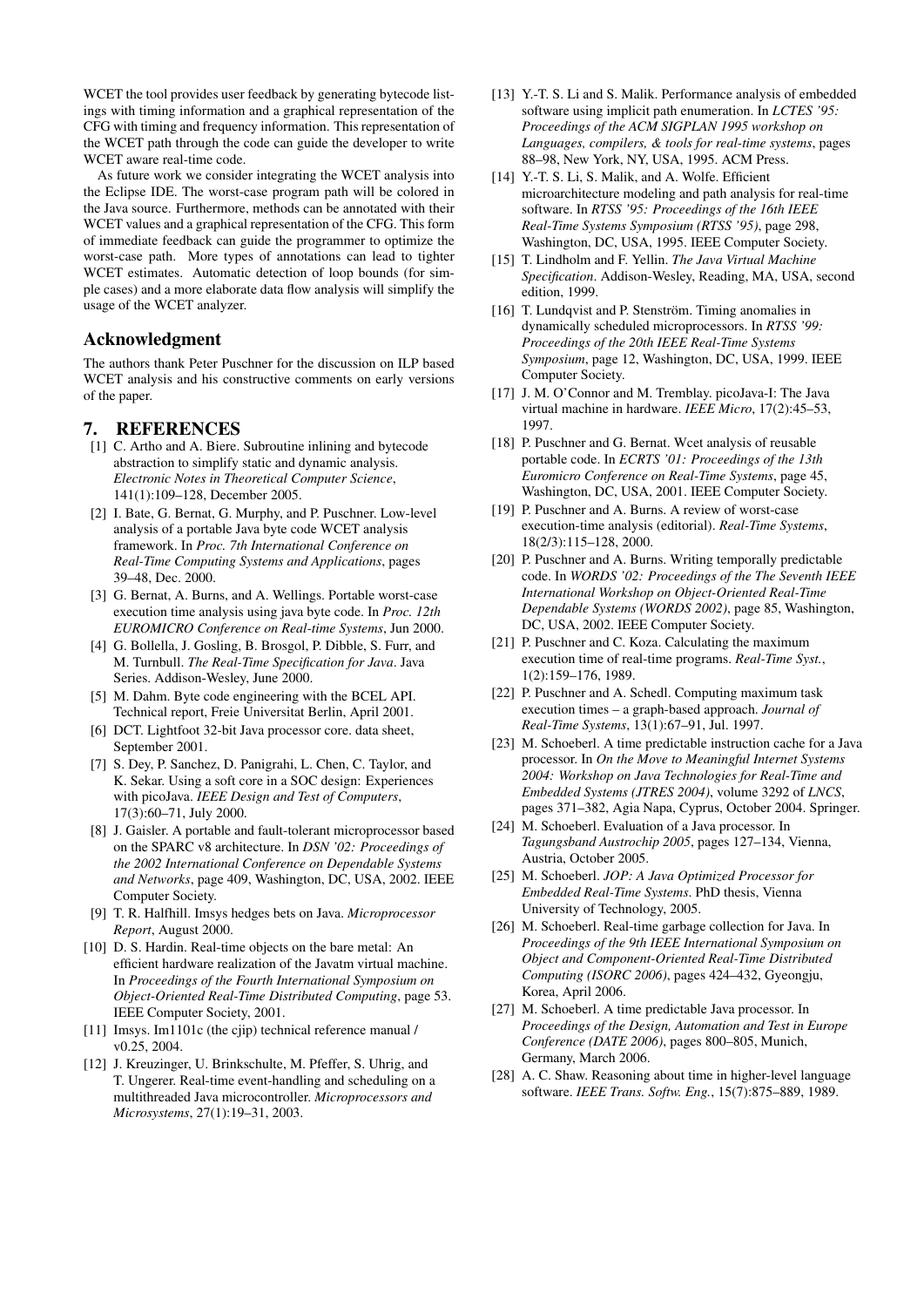WCET the tool provides user feedback by generating bytecode listings with timing information and a graphical representation of the CFG with timing and frequency information. This representation of the WCET path through the code can guide the developer to write WCET aware real-time code.

As future work we consider integrating the WCET analysis into the Eclipse IDE. The worst-case program path will be colored in the Java source. Furthermore, methods can be annotated with their WCET values and a graphical representation of the CFG. This form of immediate feedback can guide the programmer to optimize the worst-case path. More types of annotations can lead to tighter WCET estimates. Automatic detection of loop bounds (for simple cases) and a more elaborate data flow analysis will simplify the usage of the WCET analyzer.

## Acknowledgment

The authors thank Peter Puschner for the discussion on ILP based WCET analysis and his constructive comments on early versions of the paper.

## 7. REFERENCES

[1] C. Artho and A. Biere. Subroutine inlining and bytecode abstraction to simplify static and dynamic analysis. *Electronic Notes in Theoretical Computer Science*, 141(1):109–128, December 2005.

[2] I. Bate, G. Bernat, G. Murphy, and P. Puschner. Low-level analysis of a portable Java byte code WCET analysis framework. In *Proc. 7th International Conference on Real-Time Computing Systems and Applications*, pages 39–48, Dec. 2000.

[3] G. Bernat, A. Burns, and A. Wellings. Portable worst-case execution time analysis using java byte code. In *Proc. 12th EUROMICRO Conference on Real-time Systems*, Jun 2000.

[4] G. Bollella, J. Gosling, B. Brosgol, P. Dibble, S. Furr, and M. Turnbull. *The Real-Time Specification for Java*. Java Series. Addison-Wesley, June 2000.

[5] M. Dahm. Byte code engineering with the BCEL API. Technical report, Freie Universitat Berlin, April 2001.

[6] DCT. Lightfoot 32-bit Java processor core. data sheet, September 2001.

[7] S. Dey, P. Sanchez, D. Panigrahi, L. Chen, C. Taylor, and K. Sekar. Using a soft core in a SOC design: Experiences with picoJava. *IEEE Design and Test of Computers*, 17(3):60–71, July 2000.

[8] J. Gaisler. A portable and fault-tolerant microprocessor based on the SPARC v8 architecture. In *DSN '02: Proceedings of the 2002 International Conference on Dependable Systems and Networks*, page 409, Washington, DC, USA, 2002. IEEE Computer Society.

[9] T. R. Halfhill. Imsys hedges bets on Java. *Microprocessor Report*, August 2000.

[10] D. S. Hardin. Real-time objects on the bare metal: An efficient hardware realization of the Javatm virtual machine. In *Proceedings of the Fourth International Symposium on Object-Oriented Real-Time Distributed Computing*, page 53. IEEE Computer Society, 2001.

[11] Imsys. Im1101c (the cjip) technical reference manual / v0.25, 2004.

[12] J. Kreuzinger, U. Brinkschulte, M. Pfeffer, S. Uhrig, and T. Ungerer. Real-time event-handling and scheduling on a multithreaded Java microcontroller. *Microprocessors and Microsystems*, 27(1):19–31, 2003.

[13] Y.-T. S. Li and S. Malik. Performance analysis of embedded software using implicit path enumeration. In *LCTES '95: Proceedings of the ACM SIGPLAN 1995 workshop on Languages, compilers, & tools for real-time systems*, pages 88–98, New York, NY, USA, 1995. ACM Press.

[14] Y.-T. S. Li, S. Malik, and A. Wolfe. Efficient microarchitecture modeling and path analysis for real-time software. In *RTSS '95: Proceedings of the 16th IEEE Real-Time Systems Symposium (RTSS '95)*, page 298, Washington, DC, USA, 1995. IEEE Computer Society.

[15] T. Lindholm and F. Yellin. *The Java Virtual Machine Specification*. Addison-Wesley, Reading, MA, USA, second edition, 1999.

[16] T. Lundqvist and P. Stenström. Timing anomalies in dynamically scheduled microprocessors. In *RTSS '99: Proceedings of the 20th IEEE Real-Time Systems Symposium*, page 12, Washington, DC, USA, 1999. IEEE Computer Society.

[17] J. M. O'Connor and M. Tremblay. picoJava-I: The Java virtual machine in hardware. *IEEE Micro*, 17(2):45–53, 1997.

[18] P. Puschner and G. Bernat. Wcet analysis of reusable portable code. In *ECRTS '01: Proceedings of the 13th Euromicro Conference on Real-Time Systems*, page 45, Washington, DC, USA, 2001. IEEE Computer Society.

[19] P. Puschner and A. Burns. A review of worst-case execution-time analysis (editorial). *Real-Time Systems*, 18(2/3):115–128, 2000.

[20] P. Puschner and A. Burns. Writing temporally predictable code. In *WORDS '02: Proceedings of the The Seventh IEEE International Workshop on Object-Oriented Real-Time Dependable Systems (WORDS 2002)*, page 85, Washington, DC, USA, 2002. IEEE Computer Society.

[21] P. Puschner and C. Koza. Calculating the maximum execution time of real-time programs. *Real-Time Syst.*, 1(2):159–176, 1989.

[22] P. Puschner and A. Schedl. Computing maximum task execution times – a graph-based approach. *Journal of Real-Time Systems*, 13(1):67–91, Jul. 1997.

[23] M. Schoeberl. A time predictable instruction cache for a Java processor. In *On the Move to Meaningful Internet Systems 2004: Workshop on Java Technologies for Real-Time and Embedded Systems (JTRES 2004)*, volume 3292 of *LNCS*, pages 371–382, Agia Napa, Cyprus, October 2004. Springer.

[24] M. Schoeberl. Evaluation of a Java processor. In *Tagungsband Austrochip 2005*, pages 127–134, Vienna, Austria, October 2005.

[25] M. Schoeberl. *JOP: A Java Optimized Processor for Embedded Real-Time Systems*. PhD thesis, Vienna University of Technology, 2005.

[26] M. Schoeberl. Real-time garbage collection for Java. In *Proceedings of the 9th IEEE International Symposium on Object and Component-Oriented Real-Time Distributed Computing (ISORC 2006)*, pages 424–432, Gyeongju, Korea, April 2006.

[27] M. Schoeberl. A time predictable Java processor. In *Proceedings of the Design, Automation and Test in Europe Conference (DATE 2006)*, pages 800–805, Munich, Germany, March 2006.

[28] A. C. Shaw. Reasoning about time in higher-level language software. *IEEE Trans. Softw. Eng.*, 15(7):875–889, 1989.